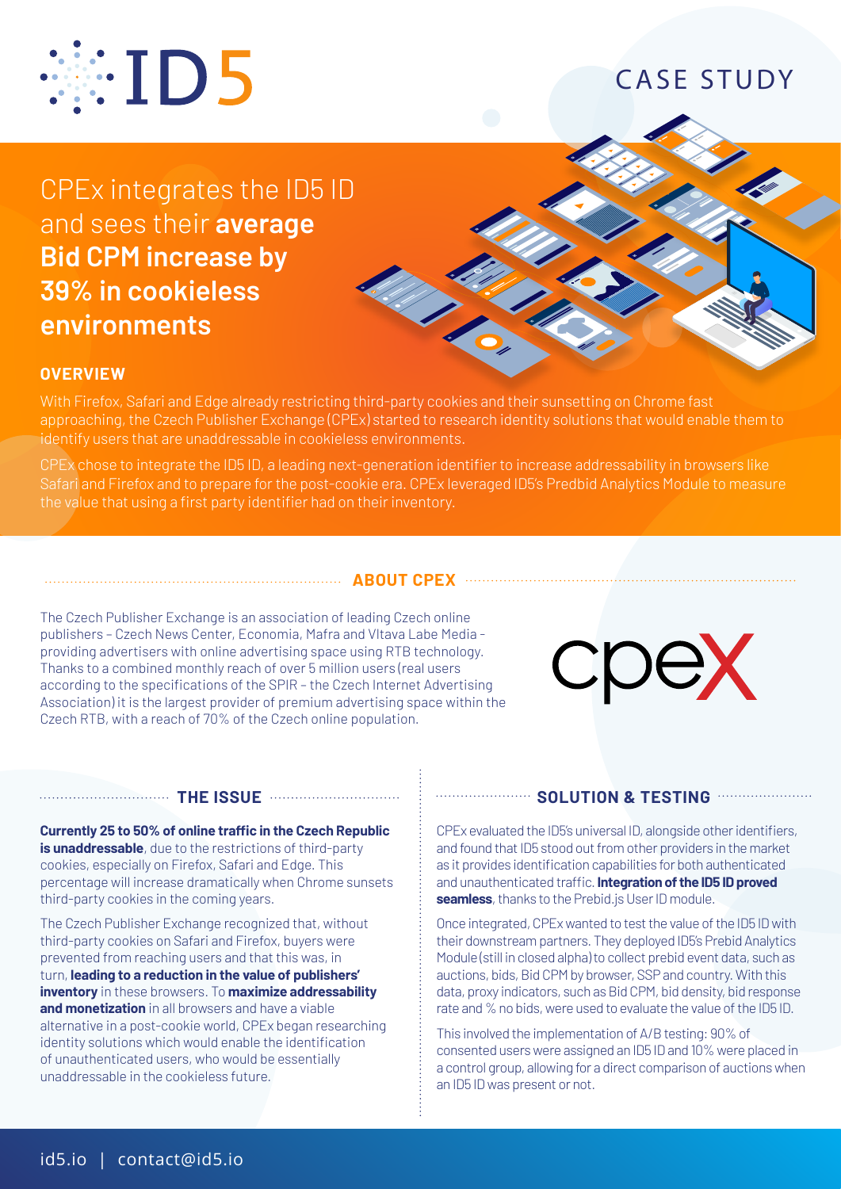ID5

CASE STUDY

# CPEx integrates the ID5 ID and sees their **average Bid CPM increase by 39% in cookieless environments**

## OVERVIEW

With Firefox, Safari and Edge already restricting third-party cookies and their sunsetting on Chrome fast approaching, the Czech Publisher Exchange (CPEx) started to research identity solutions that would enable them to identify users that are unaddressable in cookieless environments.

CPEx chose to integrate the ID5 ID, a leading next-generation identifier to increase addressability in browsers like Safari and Firefox and to prepare for the post-cookie era. CPEx leveraged ID5's Prebid Analytics Module to measure the value that using a first party identifier had on their inventory.

## ABOUT CPEX

The Czech Publisher Exchange is an association of leading Czech online publishers - Czech News Center, Economia, Mafra and Vltava Labe Media - providing advertisers with online advertising space using RTB technology. Thanks to a combined monthly reach of over 5 million users (real users according to the specifications of the SPIR - the Czech Internet Advertising Association) it is the largest provider of premium advertising space within the Czech RTB, with a reach of 70% of the Czech online population.

cpex

## THE ISSUE

**Currently 25 to 50% of online traffic in the Czech Republic is unaddressable**, due to the restrictions of third-party cookies, especially on Firefox, Safari and Edge. This percentage will increase dramatically when Chrome sunsets third-party cookies in the coming years.

The Czech Publisher Exchange recognized that, without third-party cookies on Safari and Firefox, buyers were prevented from reaching users and that this was, in turn, **leading to a reduction in the value of publishers' inventory** in these browsers. To **maximize addressability and monetization** in all browsers and have a viable alternative in a post-cookie world, CPEx began researching identity solutions which would enable the identification of unauthenticated users, who would be essentially unaddressable in the cookieless future.

## SOLUTION & TESTING

CPEx evaluated the ID5's universal ID, alongside other identifiers, and found that ID5 stood out from other providers in the market as it provides identification capabilities for both authenticated and unauthenticated traffic. **Integration of the ID5 ID proved seamless**, thanks to the Prebid.js User ID module.

Once integrated, CPEx wanted to test the value of the ID5 ID with their downstream partners. They deployed ID5's Prebid Analytics Module (still in closed alpha) to collect prebid event data, such as auctions, bids, Bid CPM by browser, SSP and country. With this data, proxy indicators, such as Bid CPM, bid density, bid response rate and % no bids, were used to evaluate the value of the ID5 ID.

This involved the implementation of A/B testing: 90% of consented users were assigned an ID5 ID and 10% were placed in a control group, allowing for a direct comparison of auctions when an ID5 ID was present or not.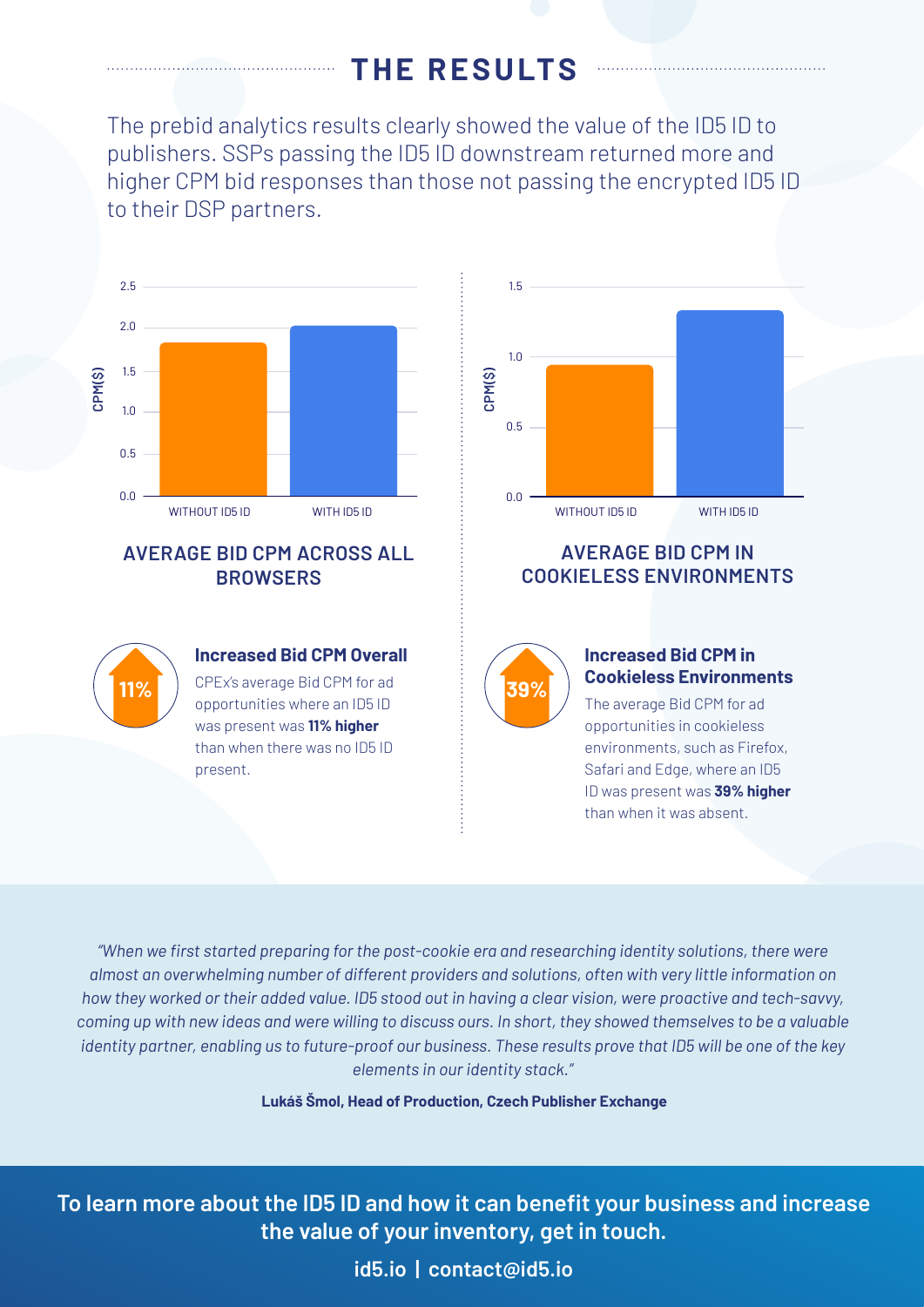## THE RESULTS

The prebid analytics results clearly showed the value of the ID5 ID to publishers. SSPs passing the ID5 ID downstream returned more and higher CPM bid responses than those not passing the encrypted ID5 ID to their DSP partners.

CPM($)

2.5
2.0
1.5
1.0
0.5
0.0

WITHOUT ID5 ID
WITH ID5 ID

### AVERAGE BID CPM ACROSS ALL BROWSERS

11%

**Increased Bid CPM Overall**

CPEx's average Bid CPM for ad opportunities where an ID5 ID was present was **11% higher** than when there was no ID5 ID present.

CPM($)

1.5
1.0
0.5
0.0

WITHOUT ID5 ID
WITH ID5 ID

### AVERAGE BID CPM IN COOKIELESS ENVIRONMENTS

39%

**Increased Bid CPM in Cookieless Environments**

The average Bid CPM for ad opportunities in cookieless environments, such as Firefox, Safari and Edge, where an ID5 ID was present was **39% higher** than when it was absent.

*"When we first started preparing for the post-cookie era and researching identity solutions, there were almost an overwhelming number of different providers and solutions, often with very little information on how they worked or their added value. ID5 stood out in having a clear vision, were proactive and tech-savvy, coming up with new ideas and were willing to discuss ours. In short, they showed themselves to be a valuable identity partner, enabling us to future-proof our business. These results prove that ID5 will be one of the key elements in our identity stack."*

**Lukáš Šmol, Head of Production, Czech Publisher Exchange**

**To learn more about the ID5 ID and how it can benefit your business and increase the value of your inventory, get in touch.**

**id5.io | contact@id5.io**